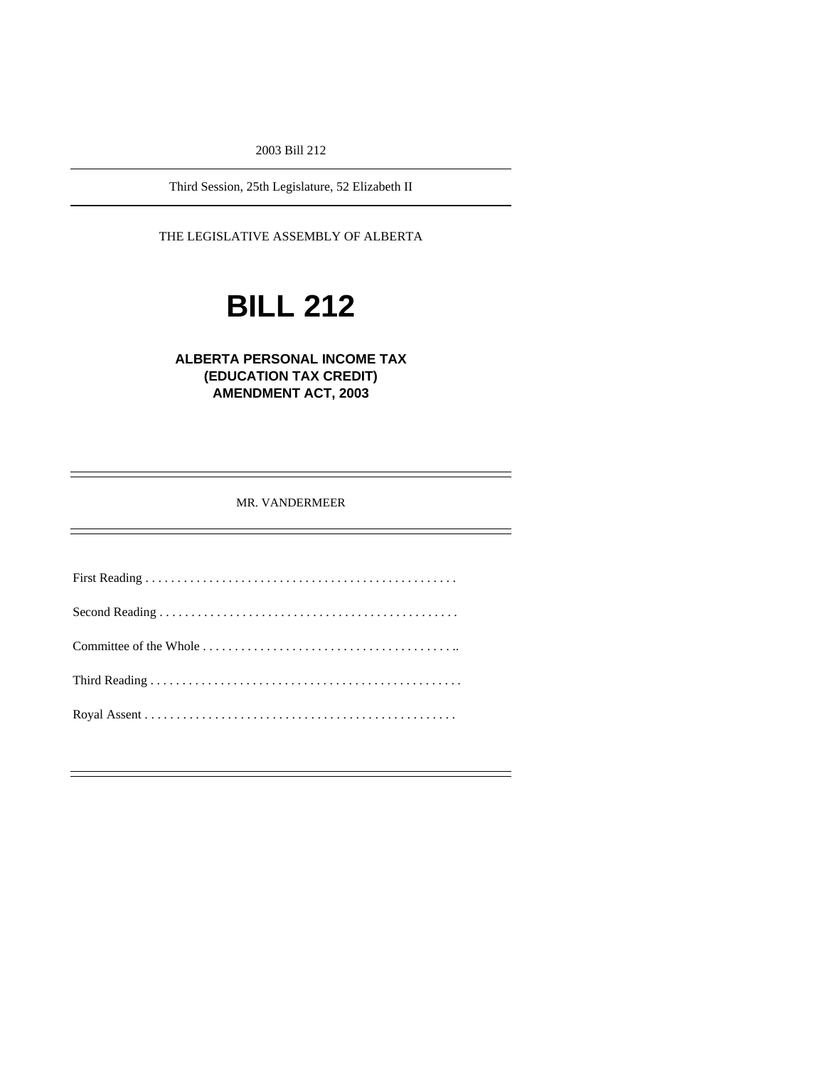2003 Bill 212

---

Third Session, 25th Legislature, 52 Elizabeth II

---

THE LEGISLATIVE ASSEMBLY OF ALBERTA

# BILL 212

## ALBERTA PERSONAL INCOME TAX (EDUCATION TAX CREDIT) AMENDMENT ACT, 2003

---

MR. VANDERMEER

---

First Reading . . . . . . . . . . . . . . . . . . . . . . . . . . . . . . . . . . . . . . . . . . . . . . . . .

Second Reading . . . . . . . . . . . . . . . . . . . . . . . . . . . . . . . . . . . . . . . . . . . . . . .

Committee of the Whole . . . . . . . . . . . . . . . . . . . . . . . . . . . . . . . . . . . . . . . ..

Third Reading . . . . . . . . . . . . . . . . . . . . . . . . . . . . . . . . . . . . . . . . . . . . . . . . .

Royal Assent . . . . . . . . . . . . . . . . . . . . . . . . . . . . . . . . . . . . . . . . . . . . . . . . .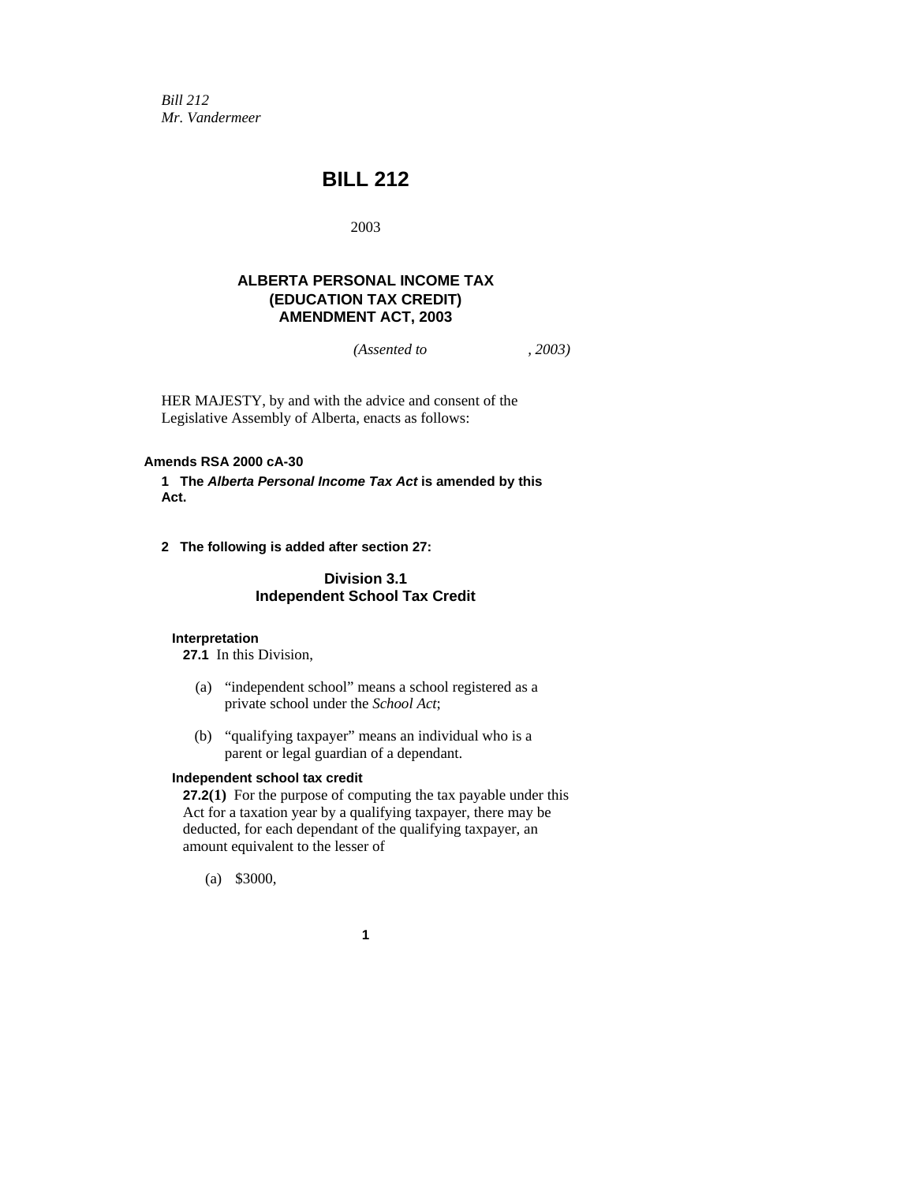*Bill 212*
*Mr. Vandermeer*

# BILL 212

2003

## ALBERTA PERSONAL INCOME TAX (EDUCATION TAX CREDIT) AMENDMENT ACT, 2003

*(Assented to , 2003)*

HER MAJESTY, by and with the advice and consent of the Legislative Assembly of Alberta, enacts as follows:

**Amends RSA 2000 cA-30**

**1 The *Alberta Personal Income Tax Act* is amended by this Act.**

**2 The following is added after section 27:**

### Division 3.1
### Independent School Tax Credit

**Interpretation**

**27.1** In this Division,

(a) "independent school" means a school registered as a private school under the *School Act*;

(b) "qualifying taxpayer" means an individual who is a parent or legal guardian of a dependant.

**Independent school tax credit**

**27.2(1)** For the purpose of computing the tax payable under this Act for a taxation year by a qualifying taxpayer, there may be deducted, for each dependant of the qualifying taxpayer, an amount equivalent to the lesser of

(a) $3000,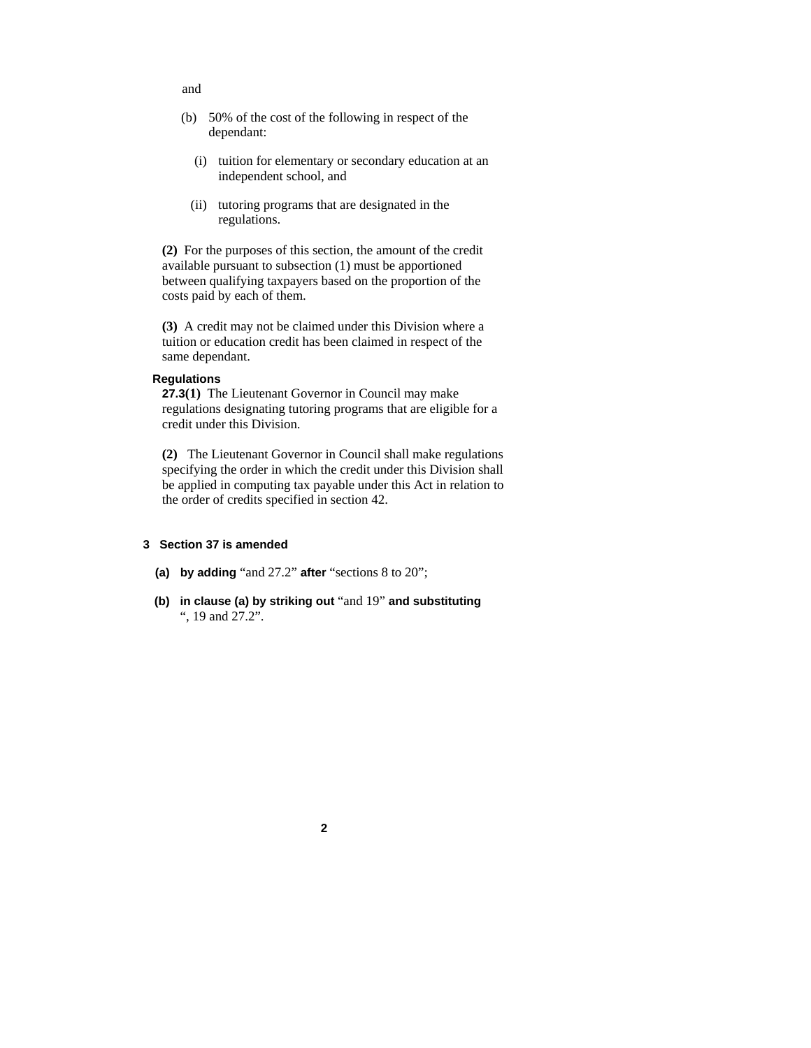and

(b) 50% of the cost of the following in respect of the dependant:

(i) tuition for elementary or secondary education at an independent school, and

(ii) tutoring programs that are designated in the regulations.

**(2)** For the purposes of this section, the amount of the credit available pursuant to subsection (1) must be apportioned between qualifying taxpayers based on the proportion of the costs paid by each of them.

**(3)** A credit may not be claimed under this Division where a tuition or education credit has been claimed in respect of the same dependant.

**Regulations**

**27.3(1)** The Lieutenant Governor in Council may make regulations designating tutoring programs that are eligible for a credit under this Division.

**(2)** The Lieutenant Governor in Council shall make regulations specifying the order in which the credit under this Division shall be applied in computing tax payable under this Act in relation to the order of credits specified in section 42.

**3 Section 37 is amended**

**(a) by adding** "and 27.2" **after** "sections 8 to 20";

**(b) in clause (a) by striking out** "and 19" **and substituting** ", 19 and 27.2".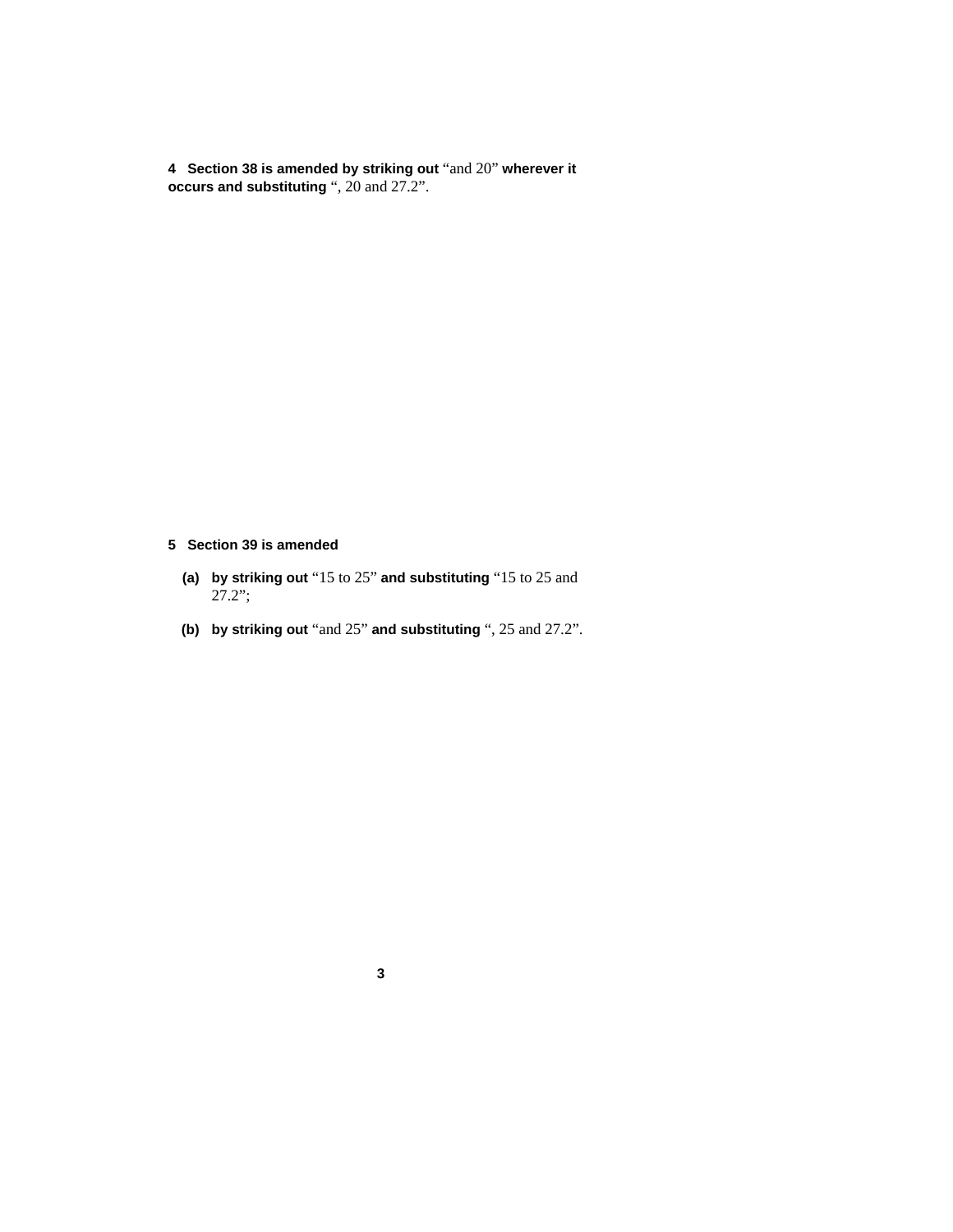**4 Section 38 is amended by striking out** “and 20” **wherever it occurs and substituting** “, 20 and 27.2”.

**5 Section 39 is amended**

**(a) by striking out** “15 to 25” **and substituting** “15 to 25 and 27.2”;

**(b) by striking out** “and 25” **and substituting** “, 25 and 27.2”.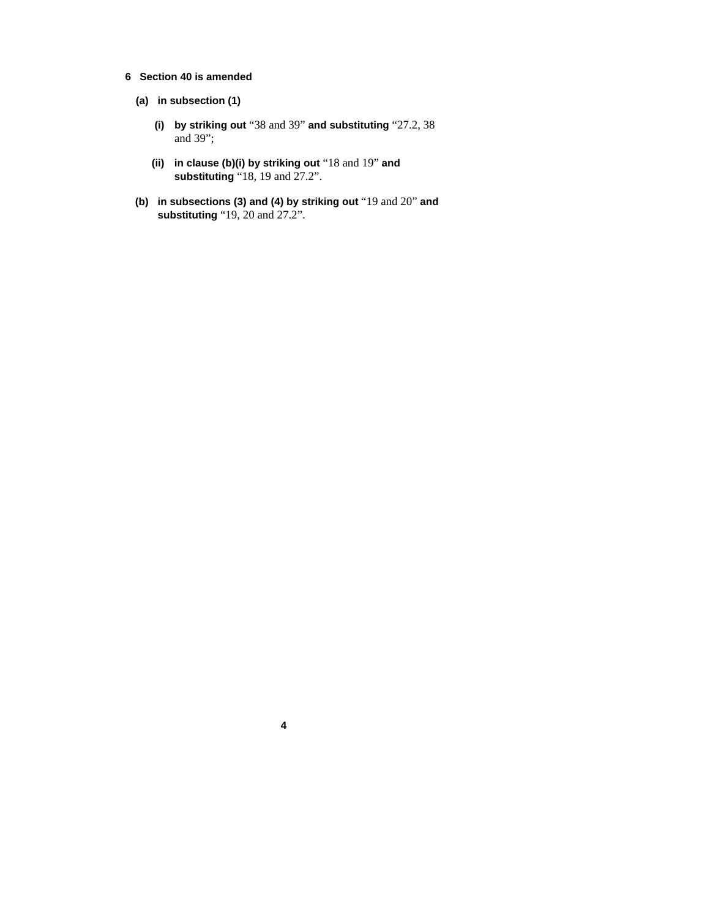**6 Section 40 is amended**

**(a) in subsection (1)**

**(i) by striking out** "38 and 39" **and substituting** "27.2, 38 and 39";

**(ii) in clause (b)(i) by striking out** "18 and 19" **and substituting** "18, 19 and 27.2".

**(b) in subsections (3) and (4) by striking out** "19 and 20" **and substituting** "19, 20 and 27.2".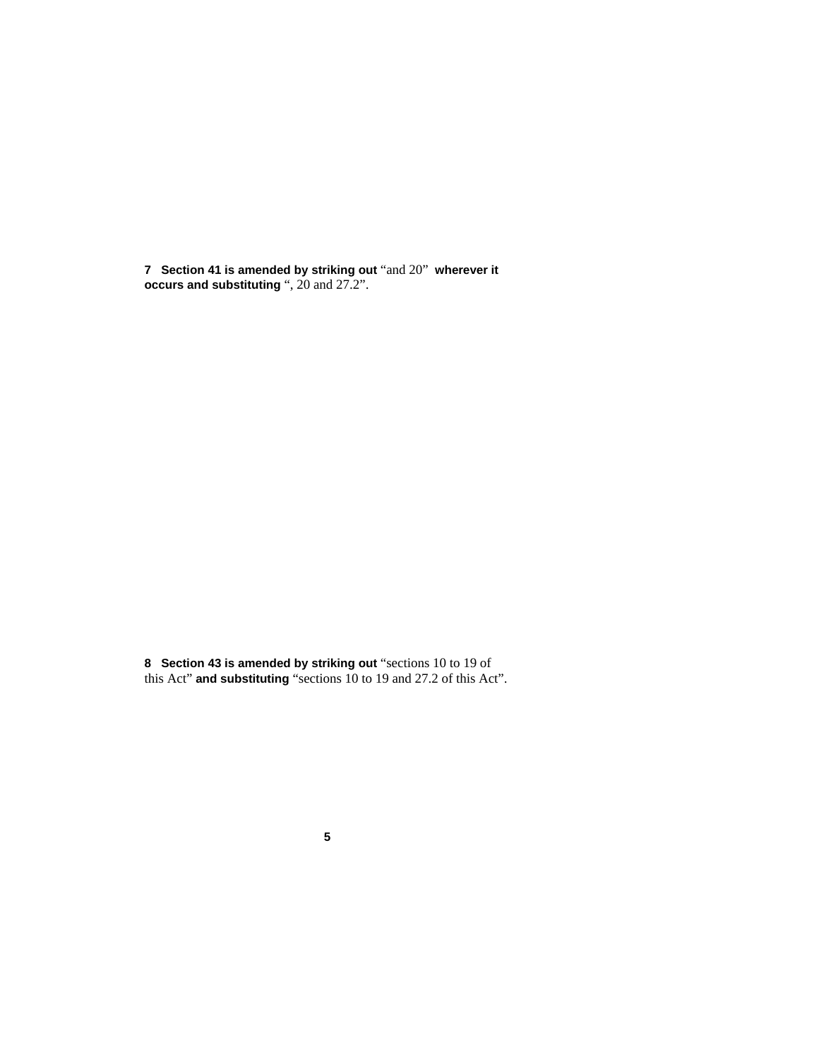**7 Section 41 is amended by striking out** “and 20” **wherever it occurs and substituting** “, 20 and 27.2”.

**8 Section 43 is amended by striking out** “sections 10 to 19 of this Act” **and substituting** “sections 10 to 19 and 27.2 of this Act”.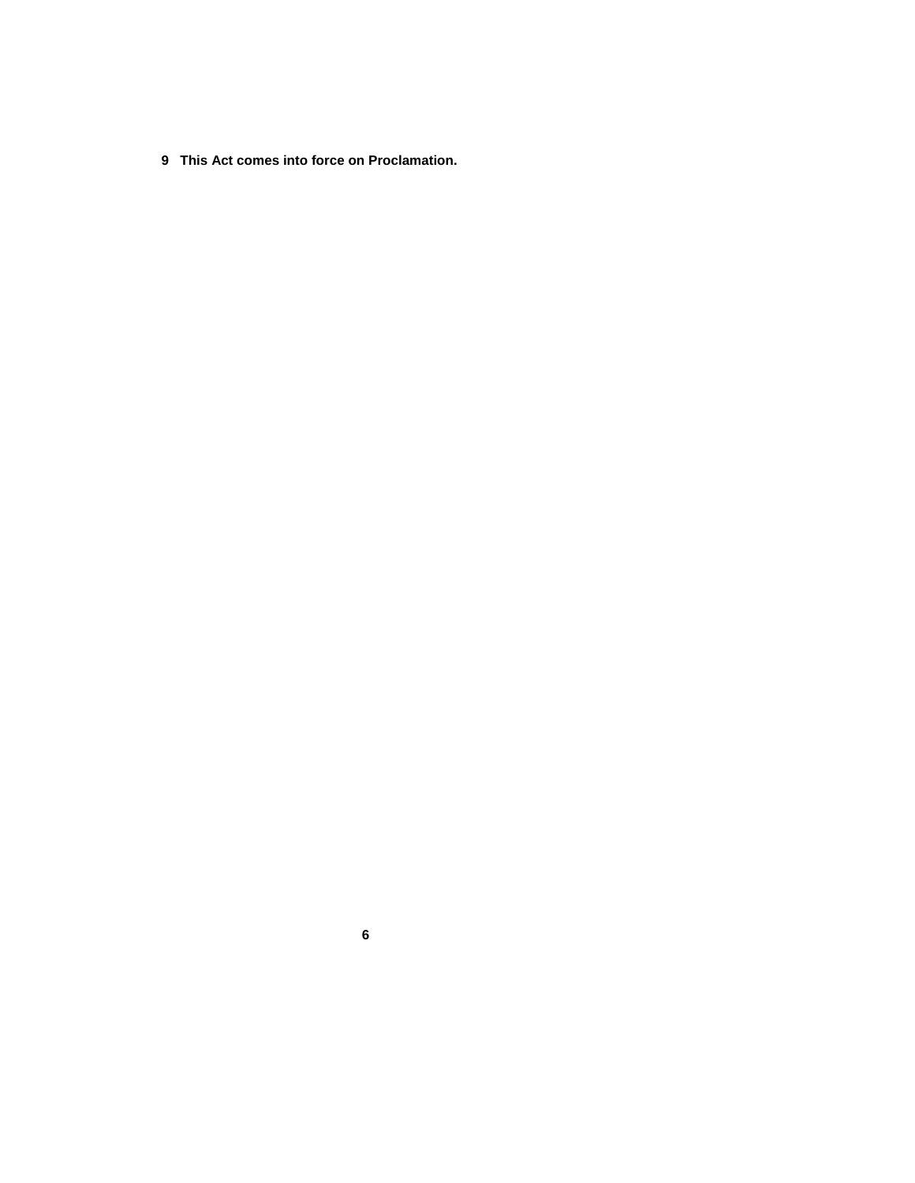**9 This Act comes into force on Proclamation.**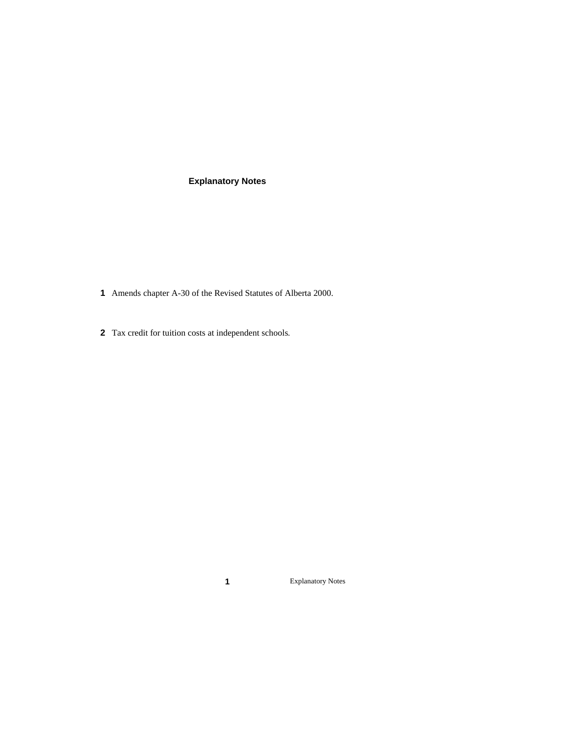## Explanatory Notes

**1** Amends chapter A-30 of the Revised Statutes of Alberta 2000.

**2** Tax credit for tuition costs at independent schools.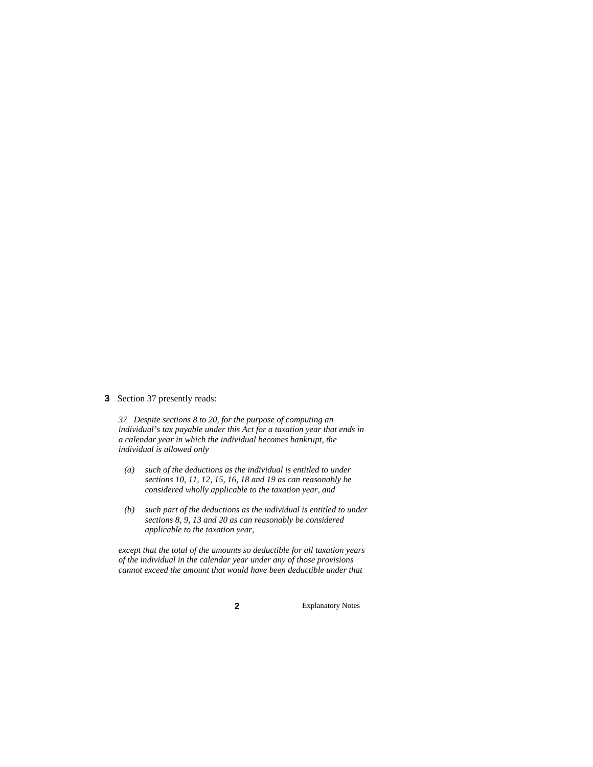**3** Section 37 presently reads:

*37 Despite sections 8 to 20, for the purpose of computing an individual's tax payable under this Act for a taxation year that ends in a calendar year in which the individual becomes bankrupt, the individual is allowed only*

*(a) such of the deductions as the individual is entitled to under sections 10, 11, 12, 15, 16, 18 and 19 as can reasonably be considered wholly applicable to the taxation year, and*

*(b) such part of the deductions as the individual is entitled to under sections 8, 9, 13 and 20 as can reasonably be considered applicable to the taxation year,*

*except that the total of the amounts so deductible for all taxation years of the individual in the calendar year under any of those provisions cannot exceed the amount that would have been deductible under that*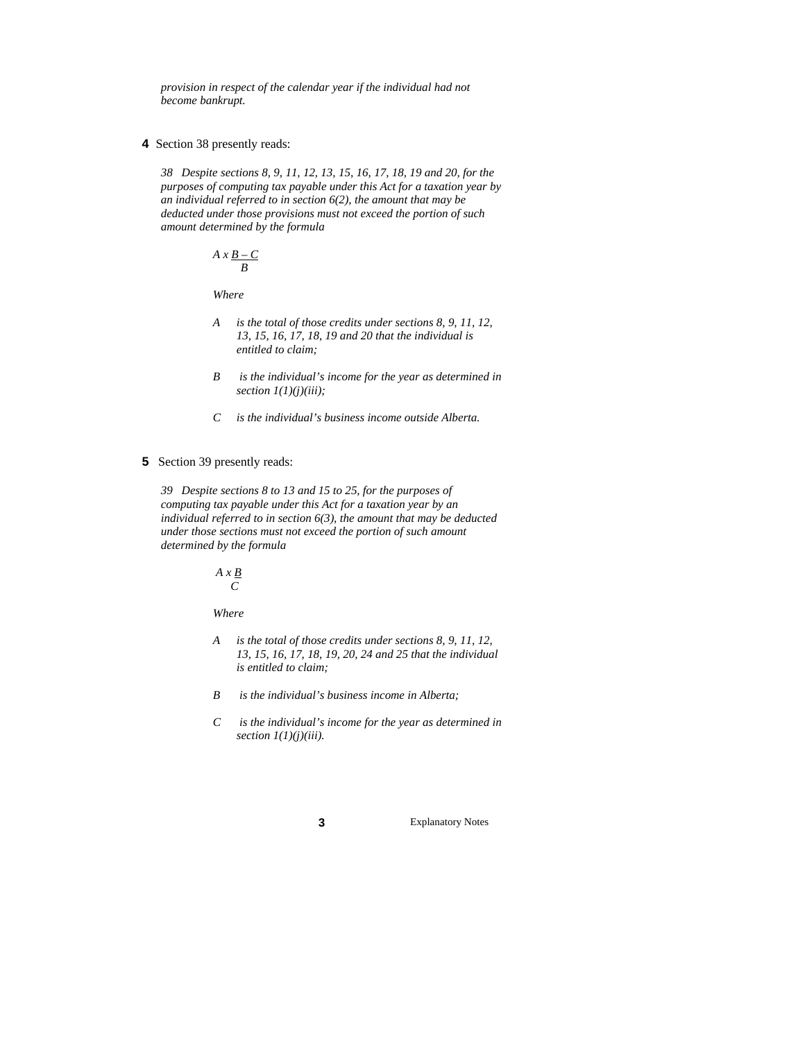*provision in respect of the calendar year if the individual had not become bankrupt.*

**4** Section 38 presently reads:

*38 Despite sections 8, 9, 11, 12, 13, 15, 16, 17, 18, 19 and 20, for the purposes of computing tax payable under this Act for a taxation year by an individual referred to in section 6(2), the amount that may be deducted under those provisions must not exceed the portion of such amount determined by the formula*

$$A \times \frac{B - C}{B}$$

*Where*

*A is the total of those credits under sections 8, 9, 11, 12, 13, 15, 16, 17, 18, 19 and 20 that the individual is entitled to claim;*

*B is the individual's income for the year as determined in section 1(1)(j)(iii);*

*C is the individual's business income outside Alberta.*

**5** Section 39 presently reads:

*39 Despite sections 8 to 13 and 15 to 25, for the purposes of computing tax payable under this Act for a taxation year by an individual referred to in section 6(3), the amount that may be deducted under those sections must not exceed the portion of such amount determined by the formula*

$$A \times \frac{B}{C}$$

*Where*

*A is the total of those credits under sections 8, 9, 11, 12, 13, 15, 16, 17, 18, 19, 20, 24 and 25 that the individual is entitled to claim;*

*B is the individual's business income in Alberta;*

*C is the individual's income for the year as determined in section 1(1)(j)(iii).*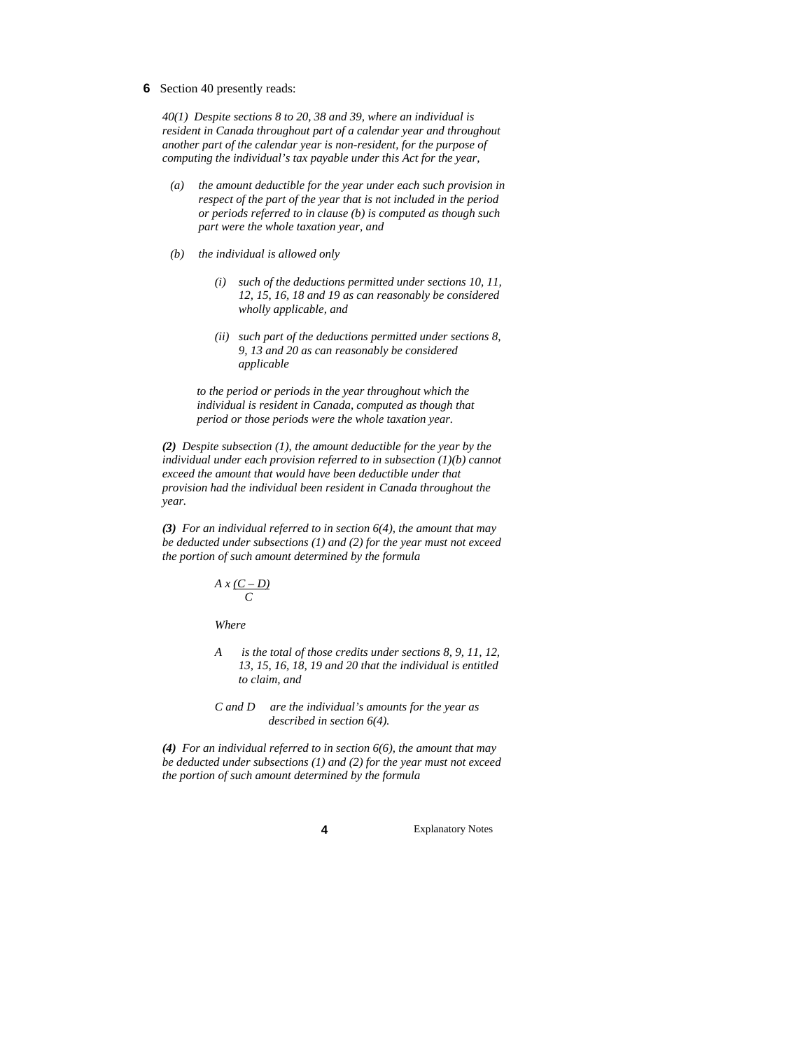**6** Section 40 presently reads:

*40(1) Despite sections 8 to 20, 38 and 39, where an individual is resident in Canada throughout part of a calendar year and throughout another part of the calendar year is non-resident, for the purpose of computing the individual's tax payable under this Act for the year,*

- *(a) the amount deductible for the year under each such provision in respect of the part of the year that is not included in the period or periods referred to in clause (b) is computed as though such part were the whole taxation year, and*
- *(b) the individual is allowed only*
  - *(i) such of the deductions permitted under sections 10, 11, 12, 15, 16, 18 and 19 as can reasonably be considered wholly applicable, and*
  - *(ii) such part of the deductions permitted under sections 8, 9, 13 and 20 as can reasonably be considered applicable*

  *to the period or periods in the year throughout which the individual is resident in Canada, computed as though that period or those periods were the whole taxation year.*

***(2)*** *Despite subsection (1), the amount deductible for the year by the individual under each provision referred to in subsection (1)(b) cannot exceed the amount that would have been deductible under that provision had the individual been resident in Canada throughout the year.*

***(3)*** *For an individual referred to in section 6(4), the amount that may be deducted under subsections (1) and (2) for the year must not exceed the portion of such amount determined by the formula*

$$A \times \frac{(C - D)}{C}$$

*Where*

- *A is the total of those credits under sections 8, 9, 11, 12, 13, 15, 16, 18, 19 and 20 that the individual is entitled to claim, and*
- *C and D are the individual's amounts for the year as described in section 6(4).*

***(4)*** *For an individual referred to in section 6(6), the amount that may be deducted under subsections (1) and (2) for the year must not exceed the portion of such amount determined by the formula*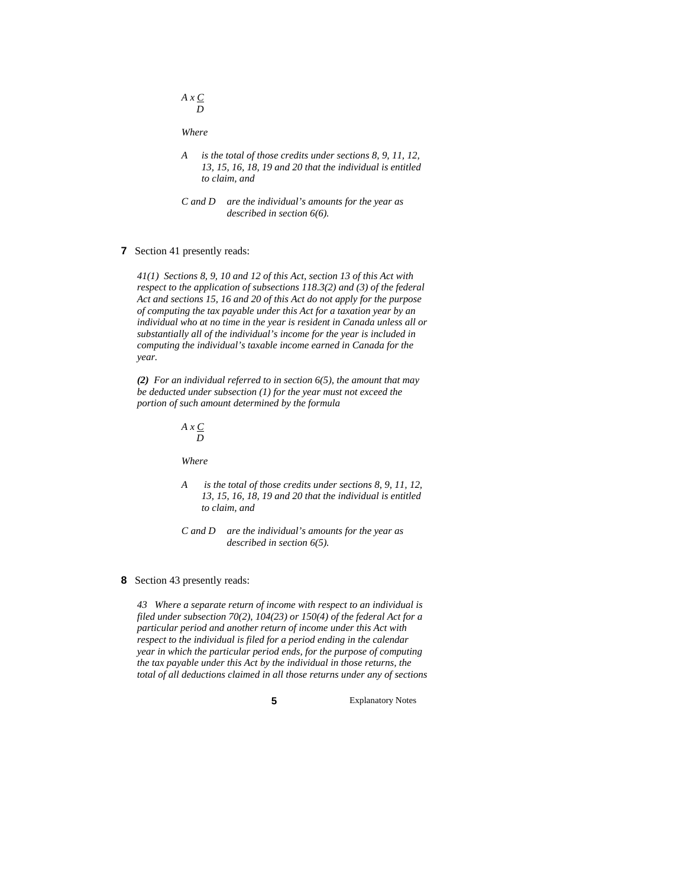$$A \times \frac{C}{D}$$

*Where*

*A* *is the total of those credits under sections 8, 9, 11, 12, 13, 15, 16, 18, 19 and 20 that the individual is entitled to claim, and*

*C and D* *are the individual's amounts for the year as described in section 6(6).*

**7** Section 41 presently reads:

*41(1) Sections 8, 9, 10 and 12 of this Act, section 13 of this Act with respect to the application of subsections 118.3(2) and (3) of the federal Act and sections 15, 16 and 20 of this Act do not apply for the purpose of computing the tax payable under this Act for a taxation year by an individual who at no time in the year is resident in Canada unless all or substantially all of the individual's income for the year is included in computing the individual's taxable income earned in Canada for the year.*

***(2)*** *For an individual referred to in section 6(5), the amount that may be deducted under subsection (1) for the year must not exceed the portion of such amount determined by the formula*

$$A \times \frac{C}{D}$$

*Where*

*A* *is the total of those credits under sections 8, 9, 11, 12, 13, 15, 16, 18, 19 and 20 that the individual is entitled to claim, and*

*C and D* *are the individual's amounts for the year as described in section 6(5).*

**8** Section 43 presently reads:

*43 Where a separate return of income with respect to an individual is filed under subsection 70(2), 104(23) or 150(4) of the federal Act for a particular period and another return of income under this Act with respect to the individual is filed for a period ending in the calendar year in which the particular period ends, for the purpose of computing the tax payable under this Act by the individual in those returns, the total of all deductions claimed in all those returns under any of sections*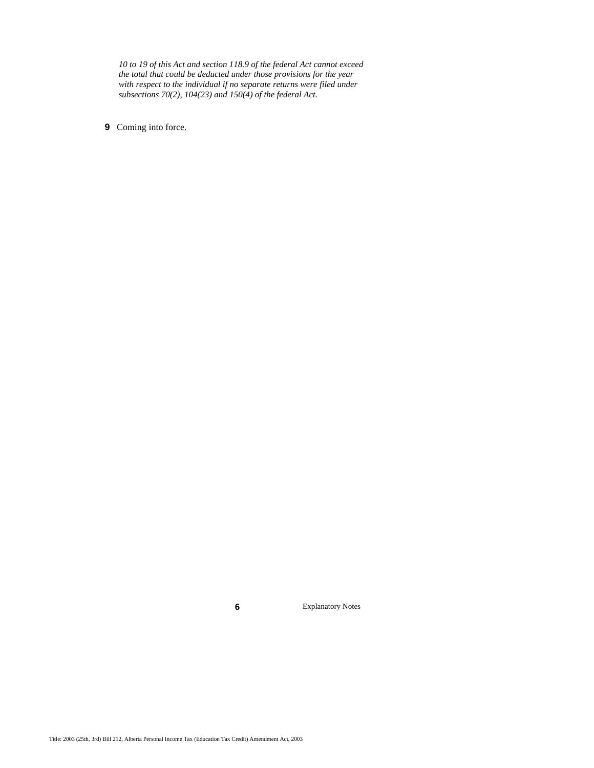*10 to 19 of this Act and section 118.9 of the federal Act cannot exceed the total that could be deducted under those provisions for the year with respect to the individual if no separate returns were filed under subsections 70(2), 104(23) and 150(4) of the federal Act.*

**9** Coming into force.